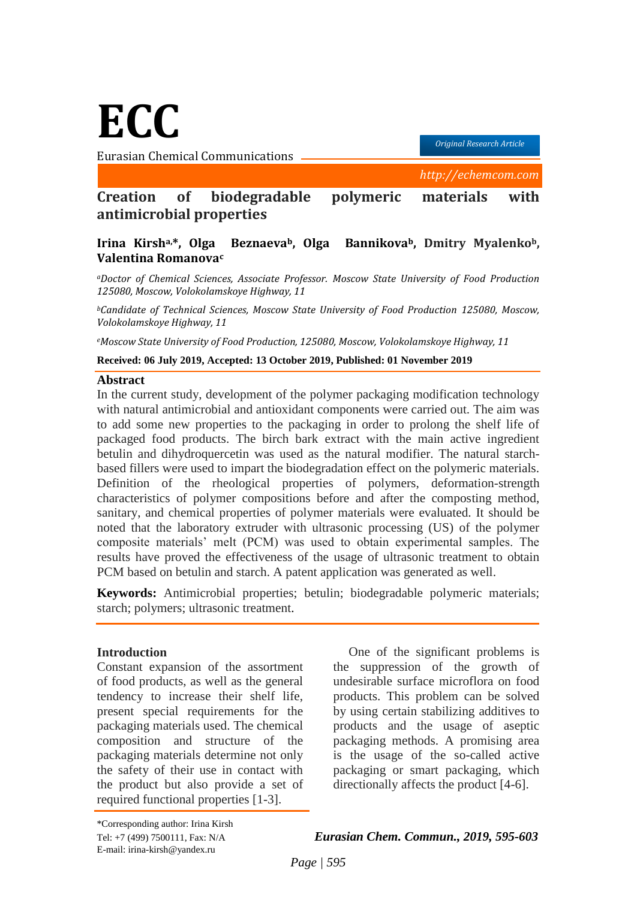# ECC

Eurasian Chemical Communications

*Original Research Article*

*http://echemcom.com*

## Creation of biodegradable polymeric materials with antimicrobial properties

**Irina Kirsh[a,*], Olga Beznaeva[b], Olga Bannikova[b], Dmitry Myalenko[b], Valentina Romanova[c]**

[a]*Doctor of Chemical Sciences, Associate Professor. Moscow State University of Food Production 125080, Moscow, Volokolamskoye Highway, 11*

[b]*Candidate of Technical Sciences, Moscow State University of Food Production 125080, Moscow, Volokolamskoye Highway, 11*

[c]*Moscow State University of Food Production, 125080, Moscow, Volokolamskoye Highway, 11*

**Received: 06 July 2019, Accepted: 13 October 2019, Published: 01 November 2019**

### Abstract

In the current study, development of the polymer packaging modification technology with natural antimicrobial and antioxidant components were carried out. The aim was to add some new properties to the packaging in order to prolong the shelf life of packaged food products. The birch bark extract with the main active ingredient betulin and dihydroquercetin was used as the natural modifier. The natural starch-based fillers were used to impart the biodegradation effect on the polymeric materials. Definition of the rheological properties of polymers, deformation-strength characteristics of polymer compositions before and after the composting method, sanitary, and chemical properties of polymer materials were evaluated. It should be noted that the laboratory extruder with ultrasonic processing (US) of the polymer composite materials' melt (PCM) was used to obtain experimental samples. The results have proved the effectiveness of the usage of ultrasonic treatment to obtain PCM based on betulin and starch. A patent application was generated as well.

**Keywords:** Antimicrobial properties; betulin; biodegradable polymeric materials; starch; polymers; ultrasonic treatment.

### Introduction

Constant expansion of the assortment of food products, as well as the general tendency to increase their shelf life, present special requirements for the packaging materials used. The chemical composition and structure of the packaging materials determine not only the safety of their use in contact with the product but also provide a set of required functional properties [1-3].

One of the significant problems is the suppression of the growth of undesirable surface microflora on food products. This problem can be solved by using certain stabilizing additives to products and the usage of aseptic packaging methods. A promising area is the usage of the so-called active packaging or smart packaging, which directionally affects the product [4-6].

*Corresponding author: Irina Kirsh
Tel: +7 (499) 7500111, Fax: N/A
E-mail: irina-kirsh@yandex.ru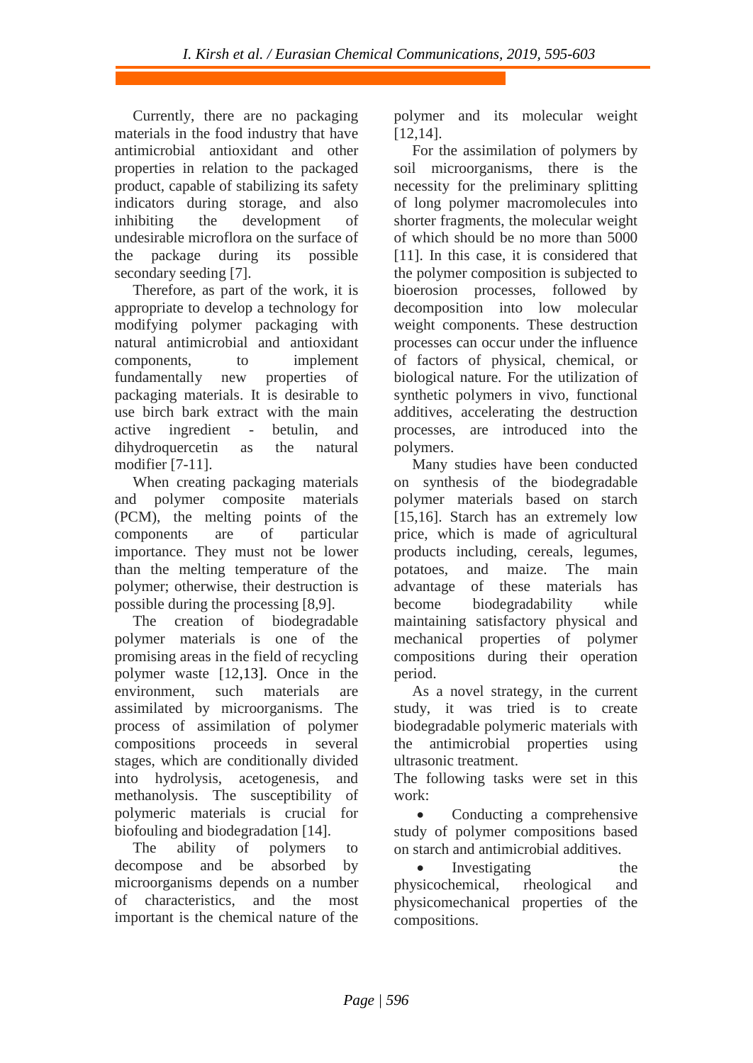Currently, there are no packaging materials in the food industry that have antimicrobial antioxidant and other properties in relation to the packaged product, capable of stabilizing its safety indicators during storage, and also inhibiting the development of undesirable microflora on the surface of the package during its possible secondary seeding [7].

Therefore, as part of the work, it is appropriate to develop a technology for modifying polymer packaging with natural antimicrobial and antioxidant components, to implement fundamentally new properties of packaging materials. It is desirable to use birch bark extract with the main active ingredient - betulin, and dihydroquercetin as the natural modifier [7-11].

When creating packaging materials and polymer composite materials (PCM), the melting points of the components are of particular importance. They must not be lower than the melting temperature of the polymer; otherwise, their destruction is possible during the processing [8,9].

The creation of biodegradable polymer materials is one of the promising areas in the field of recycling polymer waste [12,13]. Once in the environment, such materials are assimilated by microorganisms. The process of assimilation of polymer compositions proceeds in several stages, which are conditionally divided into hydrolysis, acetogenesis, and methanolysis. The susceptibility of polymeric materials is crucial for biofouling and biodegradation [14].

The ability of polymers to decompose and be absorbed by microorganisms depends on a number of characteristics, and the most important is the chemical nature of the polymer and its molecular weight [12,14].

For the assimilation of polymers by soil microorganisms, there is the necessity for the preliminary splitting of long polymer macromolecules into shorter fragments, the molecular weight of which should be no more than 5000 [11]. In this case, it is considered that the polymer composition is subjected to bioerosion processes, followed by decomposition into low molecular weight components. These destruction processes can occur under the influence of factors of physical, chemical, or biological nature. For the utilization of synthetic polymers in vivo, functional additives, accelerating the destruction processes, are introduced into the polymers.

Many studies have been conducted on synthesis of the biodegradable polymer materials based on starch [15,16]. Starch has an extremely low price, which is made of agricultural products including, cereals, legumes, potatoes, and maize. The main advantage of these materials has become biodegradability while maintaining satisfactory physical and mechanical properties of polymer compositions during their operation period.

As a novel strategy, in the current study, it was tried is to create biodegradable polymeric materials with the antimicrobial properties using ultrasonic treatment.

The following tasks were set in this work:

- Conducting a comprehensive study of polymer compositions based on starch and antimicrobial additives.
- Investigating the physicochemical, rheological and physicomechanical properties of the compositions.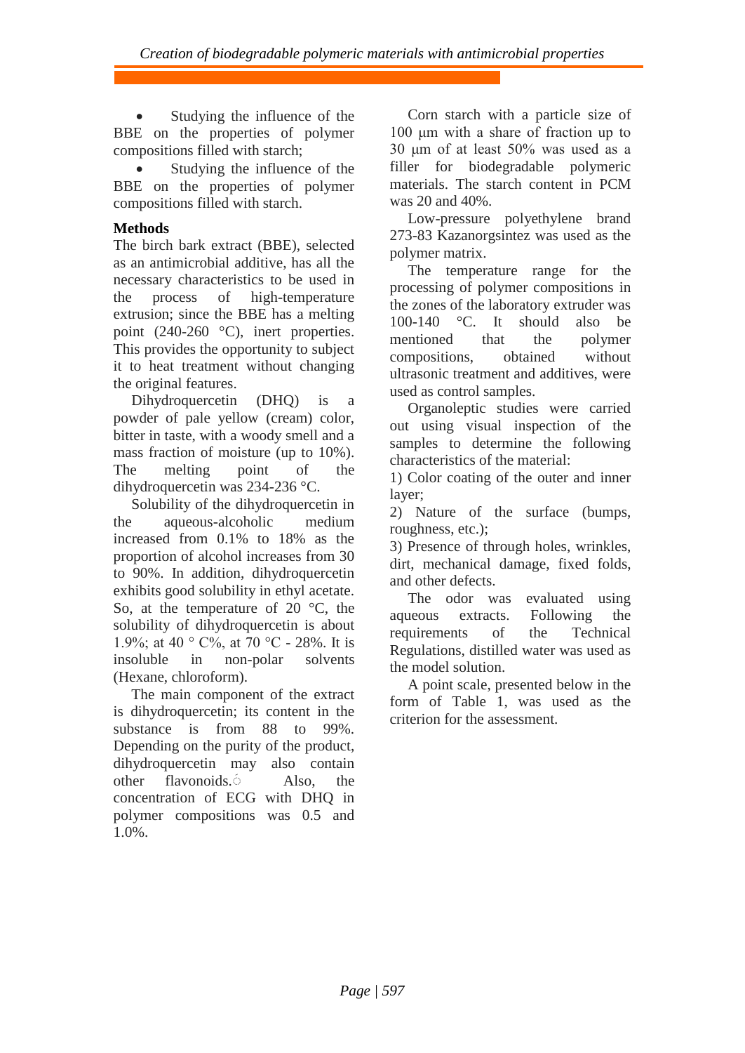- Studying the influence of the BBE on the properties of polymer compositions filled with starch;
- Studying the influence of the BBE on the properties of polymer compositions filled with starch.

**Methods**

The birch bark extract (BBE), selected as an antimicrobial additive, has all the necessary characteristics to be used in the process of high-temperature extrusion; since the BBE has a melting point (240-260 °C), inert properties. This provides the opportunity to subject it to heat treatment without changing the original features.

Dihydroquercetin (DHQ) is a powder of pale yellow (cream) color, bitter in taste, with a woody smell and a mass fraction of moisture (up to 10%). The melting point of the dihydroquercetin was 234-236 °C.

Solubility of the dihydroquercetin in the aqueous-alcoholic medium increased from 0.1% to 18% as the proportion of alcohol increases from 30 to 90%. In addition, dihydroquercetin exhibits good solubility in ethyl acetate. So, at the temperature of 20 °C, the solubility of dihydroquercetin is about 1.9%; at 40 ° C%, at 70 °C - 28%. It is insoluble in non-polar solvents (Hexane, chloroform).

The main component of the extract is dihydroquercetin; its content in the substance is from 88 to 99%. Depending on the purity of the product, dihydroquercetin may also contain other flavonoids. Also, the concentration of ECG with DHQ in polymer compositions was 0.5 and 1.0%.

Corn starch with a particle size of 100 µm with a share of fraction up to 30 µm of at least 50% was used as a filler for biodegradable polymeric materials. The starch content in PCM was 20 and 40%.

Low-pressure polyethylene brand 273-83 Kazanorgsintez was used as the polymer matrix.

The temperature range for the processing of polymer compositions in the zones of the laboratory extruder was 100-140 °C. It should also be mentioned that the polymer compositions, obtained without ultrasonic treatment and additives, were used as control samples.

Organoleptic studies were carried out using visual inspection of the samples to determine the following characteristics of the material:

1) Color coating of the outer and inner layer;
2) Nature of the surface (bumps, roughness, etc.);
3) Presence of through holes, wrinkles, dirt, mechanical damage, fixed folds, and other defects.

The odor was evaluated using aqueous extracts. Following the requirements of the Technical Regulations, distilled water was used as the model solution.

A point scale, presented below in the form of Table 1, was used as the criterion for the assessment.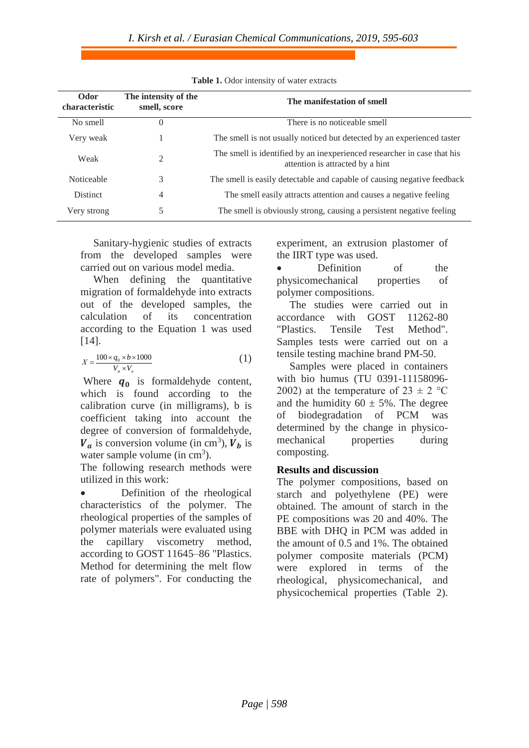**Table 1.** Odor intensity of water extracts

| Odor characteristic | The intensity of the smell, score | The manifestation of smell |
|---|---|---|
| No smell | 0 | There is no noticeable smell |
| Very weak | 1 | The smell is not usually noticed but detected by an experienced taster |
| Weak | 2 | The smell is identified by an inexperienced researcher in case that his attention is attracted by a hint |
| Noticeable | 3 | The smell is easily detectable and capable of causing negative feedback |
| Distinct | 4 | The smell easily attracts attention and causes a negative feeling |
| Very strong | 5 | The smell is obviously strong, causing a persistent negative feeling |

Sanitary-hygienic studies of extracts from the developed samples were carried out on various model media.

When defining the quantitative migration of formaldehyde into extracts out of the developed samples, the calculation of its concentration according to the Equation 1 was used [14].

$$X = \frac{100 \times q_0 \times b \times 1000}{V_a \times V_e} \quad (1)$$

Where $q_0$ is formaldehyde content, which is found according to the calibration curve (in milligrams), b is coefficient taking into account the degree of conversion of formaldehyde, $V_a$ is conversion volume (in $cm^3$), $V_b$ is water sample volume (in $cm^3$).

The following research methods were utilized in this work:

- Definition of the rheological characteristics of the polymer. The rheological properties of the samples of polymer materials were evaluated using the capillary viscometry method, according to GOST 11645–86 "Plastics. Method for determining the melt flow rate of polymers". For conducting the experiment, an extrusion plastomer of the IIRT type was used.
- Definition of the physicomechanical properties of polymer compositions.

The studies were carried out in accordance with GOST 11262-80 "Plastics. Tensile Test Method". Samples tests were carried out on a tensile testing machine brand PM-50.

Samples were placed in containers with bio humus (TU 0391-11158096-2002) at the temperature of 23 ± 2 °C and the humidity 60 ± 5%. The degree of biodegradation of PCM was determined by the change in physico-mechanical properties during composting.

## Results and discussion

The polymer compositions, based on starch and polyethylene (PE) were obtained. The amount of starch in the PE compositions was 20 and 40%. The BBE with DHQ in PCM was added in the amount of 0.5 and 1%. The obtained polymer composite materials (PCM) were explored in terms of the rheological, physicomechanical, and physicochemical properties (Table 2).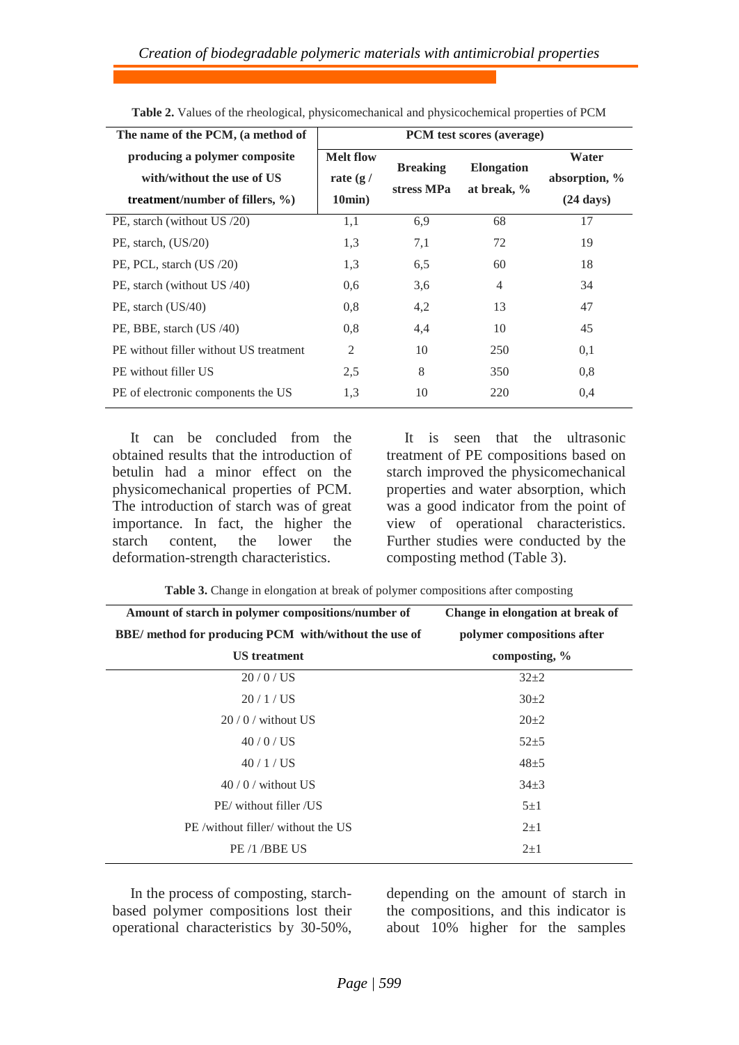**Table 2.** Values of the rheological, physicomechanical and physicochemical properties of PCM

| The name of the PCM, (a method of producing a polymer composite with/without the use of US treatment/number of fillers, %) | PCM test scores (average) | | | |
|---|---|---|---|---|
| | Melt flow rate (g / 10min) | Breaking stress MPa | Elongation at break, % | Water absorption, % (24 days) |
| PE, starch (without US /20) | 1,1 | 6,9 | 68 | 17 |
| PE, starch, (US/20) | 1,3 | 7,1 | 72 | 19 |
| PE, PCL, starch (US /20) | 1,3 | 6,5 | 60 | 18 |
| PE, starch (without US /40) | 0,6 | 3,6 | 4 | 34 |
| PE, starch (US/40) | 0,8 | 4,2 | 13 | 47 |
| PE, BBE, starch (US /40) | 0,8 | 4,4 | 10 | 45 |
| PE without filler without US treatment | 2 | 10 | 250 | 0,1 |
| PE without filler US | 2,5 | 8 | 350 | 0,8 |
| PE of electronic components the US | 1,3 | 10 | 220 | 0,4 |

It can be concluded from the obtained results that the introduction of betulin had a minor effect on the physicomechanical properties of PCM. The introduction of starch was of great importance. In fact, the higher the starch content, the lower the deformation-strength characteristics.

It is seen that the ultrasonic treatment of PE compositions based on starch improved the physicomechanical properties and water absorption, which was a good indicator from the point of view of operational characteristics. Further studies were conducted by the composting method (Table 3).

**Table 3.** Change in elongation at break of polymer compositions after composting

| Amount of starch in polymer compositions/number of BBE/ method for producing PCM with/without the use of US treatment | Change in elongation at break of polymer compositions after composting, % |
|---|---|
| 20 / 0 / US | 32±2 |
| 20 / 1 / US | 30±2 |
| 20 / 0 / without US | 20±2 |
| 40 / 0 / US | 52±5 |
| 40 / 1 / US | 48±5 |
| 40 / 0 / without US | 34±3 |
| PE/ without filler /US | 5±1 |
| PE /without filler/ without the US | 2±1 |
| PE /1 /BBE US | 2±1 |

In the process of composting, starch-based polymer compositions lost their operational characteristics by 30-50%, depending on the amount of starch in the compositions, and this indicator is about 10% higher for the samples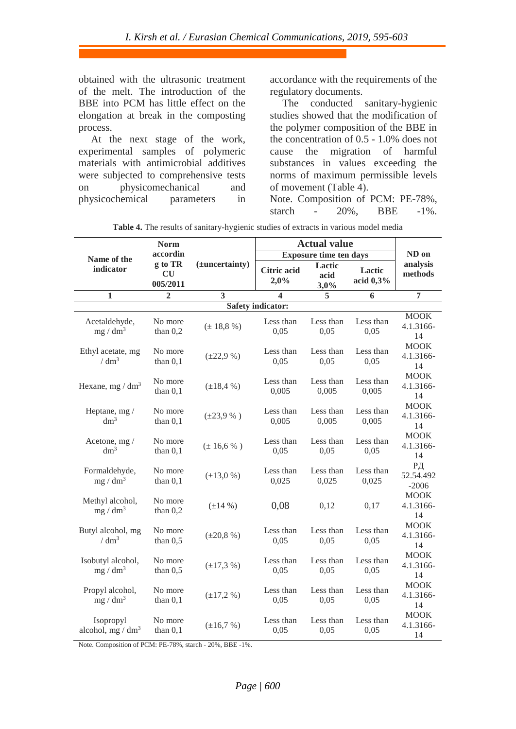obtained with the ultrasonic treatment of the melt. The introduction of the BBE into PCM has little effect on the elongation at break in the composting process.

At the next stage of the work, experimental samples of polymeric materials with antimicrobial additives were subjected to comprehensive tests on physicomechanical and physicochemical parameters in accordance with the requirements of the regulatory documents.

The conducted sanitary-hygienic studies showed that the modification of the polymer composition of the BBE in the concentration of 0.5 - 1.0% does not cause the migration of harmful substances in values exceeding the norms of maximum permissible levels of movement (Table 4).

Note. Composition of PCM: PE-78%, starch - 20%, BBE -1%.

**Table 4.** The results of sanitary-hygienic studies of extracts in various model media

| Name of the indicator | Norm according to TR CU 005/2011 | (±uncertainty) | Actual value | | | ND on analysis methods |
|---|---|---|---|---|---|---|
| | | | Exposure time ten days | | | |
| | | | Citric acid 2,0% | Lactic acid 3,0% | Lactic acid 0,3% | |
| 1 | 2 | 3 | 4 | 5 | 6 | 7 |
| **Safety indicator:** | | | | | | |
| Acetaldehyde, mg / $dm^3$ | No more than 0,2 | (± 18,8 %) | Less than 0,05 | Less than 0,05 | Less than 0,05 | MOOK 4.1.3166-14 |
| Ethyl acetate, mg / $dm^3$ | No more than 0,1 | (±22,9 %) | Less than 0,05 | Less than 0,05 | Less than 0,05 | MOOK 4.1.3166-14 |
| Hexane, mg / $dm^3$ | No more than 0,1 | (±18,4 %) | Less than 0,005 | Less than 0,005 | Less than 0,005 | MOOK 4.1.3166-14 |
| Heptane, mg / $dm^3$ | No more than 0,1 | (±23,9 % ) | Less than 0,005 | Less than 0,005 | Less than 0,005 | MOOK 4.1.3166-14 |
| Acetone, mg / $dm^3$ | No more than 0,1 | (± 16,6 % ) | Less than 0,05 | Less than 0,05 | Less than 0,05 | MOOK 4.1.3166-14 |
| Formaldehyde, mg / $dm^3$ | No more than 0,1 | (±13,0 %) | Less than 0,025 | Less than 0,025 | Less than 0,025 | РД 52.54.492-2006 |
| Methyl alcohol, mg / $dm^3$ | No more than 0,2 | (±14 %) | 0,08 | 0,12 | 0,17 | MOOK 4.1.3166-14 |
| Butyl alcohol, mg / $dm^3$ | No more than 0,5 | (±20,8 %) | Less than 0,05 | Less than 0,05 | Less than 0,05 | MOOK 4.1.3166-14 |
| Isobutyl alcohol, mg / $dm^3$ | No more than 0,5 | (±17,3 %) | Less than 0,05 | Less than 0,05 | Less than 0,05 | MOOK 4.1.3166-14 |
| Propyl alcohol, mg / $dm^3$ | No more than 0,1 | (±17,2 %) | Less than 0,05 | Less than 0,05 | Less than 0,05 | MOOK 4.1.3166-14 |
| Isopropyl alcohol, mg / $dm^3$ | No more than 0,1 | (±16,7 %) | Less than 0,05 | Less than 0,05 | Less than 0,05 | MOOK 4.1.3166-14 |

Note. Composition of PCM: PE-78%, starch - 20%, BBE -1%.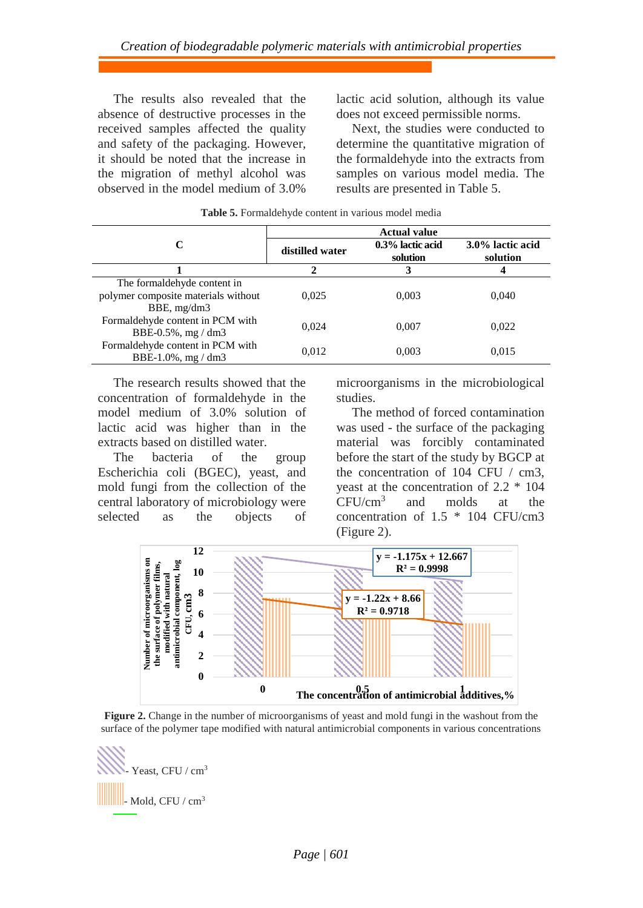The results also revealed that the absence of destructive processes in the received samples affected the quality and safety of the packaging. However, it should be noted that the increase in the migration of methyl alcohol was observed in the model medium of 3.0% lactic acid solution, although its value does not exceed permissible norms.

Next, the studies were conducted to determine the quantitative migration of the formaldehyde into the extracts from samples on various model media. The results are presented in Table 5.

**Table 5.** Formaldehyde content in various model media

| C | Actual value | | |
|---|---|---|---|
| | distilled water | 0.3% lactic acid solution | 3.0% lactic acid solution |
| 1 | 2 | 3 | 4 |
| The formaldehyde content in polymer composite materials without BBE, mg/dm3 | 0,025 | 0,003 | 0,040 |
| Formaldehyde content in PCM with BBE-0.5%, mg / dm3 | 0,024 | 0,007 | 0,022 |
| Formaldehyde content in PCM with BBE-1.0%, mg / dm3 | 0,012 | 0,003 | 0,015 |

The research results showed that the concentration of formaldehyde in the model medium of 3.0% solution of lactic acid was higher than in the extracts based on distilled water.

The bacteria of the group Escherichia coli (BGEC), yeast, and mold fungi from the collection of the central laboratory of microbiology were selected as the objects of microorganisms in the microbiological studies.

The method of forced contamination was used - the surface of the packaging material was forcibly contaminated before the start of the study by BGCP at the concentration of 104 CFU / cm3, yeast at the concentration of 2.2 * 104 CFU/$cm^3$ and molds at the concentration of 1.5 * 104 CFU/cm3 (Figure 2).

**Figure 2.** Change in the number of microorganisms of yeast and mold fungi in the washout from the surface of the polymer tape modified with natural antimicrobial components in various concentrations

- Yeast, CFU / $cm^3$

- Mold, CFU / $cm^3$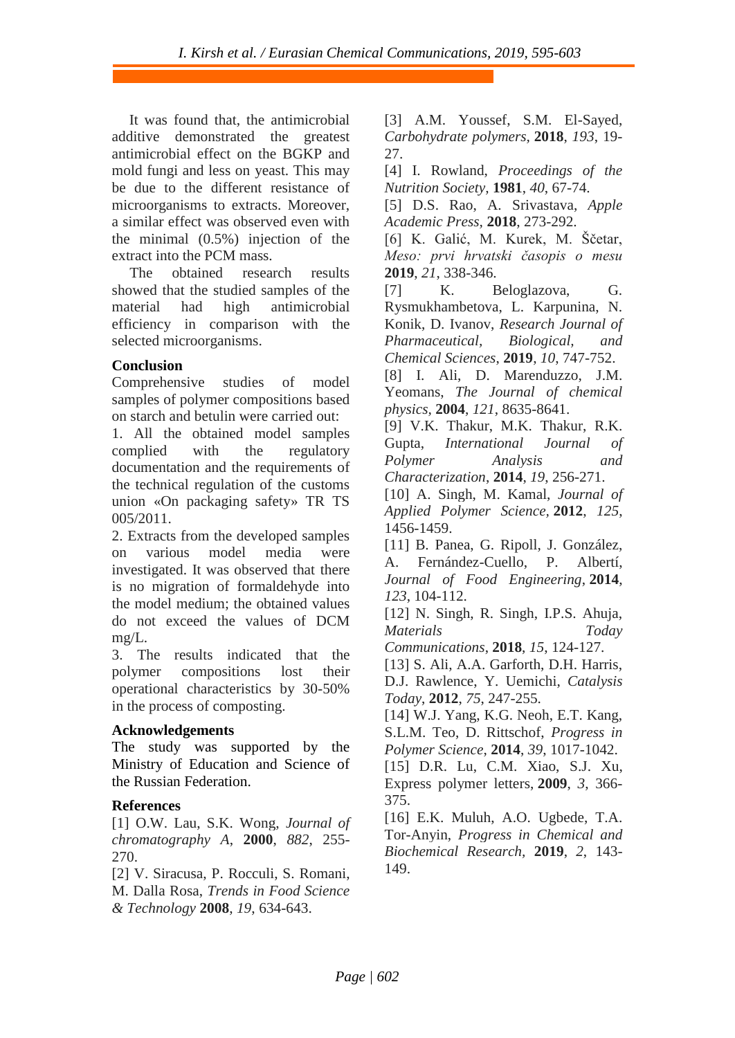It was found that, the antimicrobial additive demonstrated the greatest antimicrobial effect on the BGKP and mold fungi and less on yeast. This may be due to the different resistance of microorganisms to extracts. Moreover, a similar effect was observed even with the minimal (0.5%) injection of the extract into the PCM mass.

The obtained research results showed that the studied samples of the material had high antimicrobial efficiency in comparison with the selected microorganisms.

## Conclusion

Comprehensive studies of model samples of polymer compositions based on starch and betulin were carried out:

1. All the obtained model samples complied with the regulatory documentation and the requirements of the technical regulation of the customs union «On packaging safety» TR TS 005/2011.
2. Extracts from the developed samples on various model media were investigated. It was observed that there is no migration of formaldehyde into the model medium; the obtained values do not exceed the values of DCM mg/L.
3. The results indicated that the polymer compositions lost their operational characteristics by 30-50% in the process of composting.

## Acknowledgements

The study was supported by the Ministry of Education and Science of the Russian Federation.

## References

[1] O.W. Lau, S.K. Wong, *Journal of chromatography A*, **2000**, *882*, 255-270.

[2] V. Siracusa, P. Rocculi, S. Romani, M. Dalla Rosa, *Trends in Food Science & Technology* **2008**, *19*, 634-643.

[3] A.M. Youssef, S.M. El-Sayed, *Carbohydrate polymers*, **2018**, *193*, 19-27.

[4] I. Rowland, *Proceedings of the Nutrition Society*, **1981**, *40*, 67-74.

[5] D.S. Rao, A. Srivastava, *Apple Academic Press*, **2018**, 273-292.

[6] K. Galić, M. Kurek, M. Ščetar, *Meso: prvi hrvatski časopis o mesu* **2019**, *21*, 338-346.

[7] K. Beloglazova, G. Rysmukhambetova, L. Karpunina, N. Konik, D. Ivanov, *Research Journal of Pharmaceutical, Biological, and Chemical Sciences*, **2019**, *10*, 747-752.

[8] I. Ali, D. Marenduzzo, J.M. Yeomans, *The Journal of chemical physics*, **2004**, *121*, 8635-8641.

[9] V.K. Thakur, M.K. Thakur, R.K. Gupta, *International Journal of Polymer Analysis and Characterization*, **2014**, *19*, 256-271.

[10] A. Singh, M. Kamal, *Journal of Applied Polymer Science*, **2012**, *125*, 1456-1459.

[11] B. Panea, G. Ripoll, J. González, A. Fernández-Cuello, P. Albertí, *Journal of Food Engineering*, **2014**, *123*, 104-112.

[12] N. Singh, R. Singh, I.P.S. Ahuja, *Materials Today Communications*, **2018**, *15*, 124-127.

[13] S. Ali, A.A. Garforth, D.H. Harris, D.J. Rawlence, Y. Uemichi, *Catalysis Today*, **2012**, *75*, 247-255.

[14] W.J. Yang, K.G. Neoh, E.T. Kang, S.L.M. Teo, D. Rittschof, *Progress in Polymer Science*, **2014**, *39*, 1017-1042.

[15] D.R. Lu, C.M. Xiao, S.J. Xu, Express polymer letters, **2009**, *3*, 366-375.

[16] E.K. Muluh, A.O. Ugbede, T.A. Tor-Anyin, *Progress in Chemical and Biochemical Research*, **2019**, *2*, 143-149.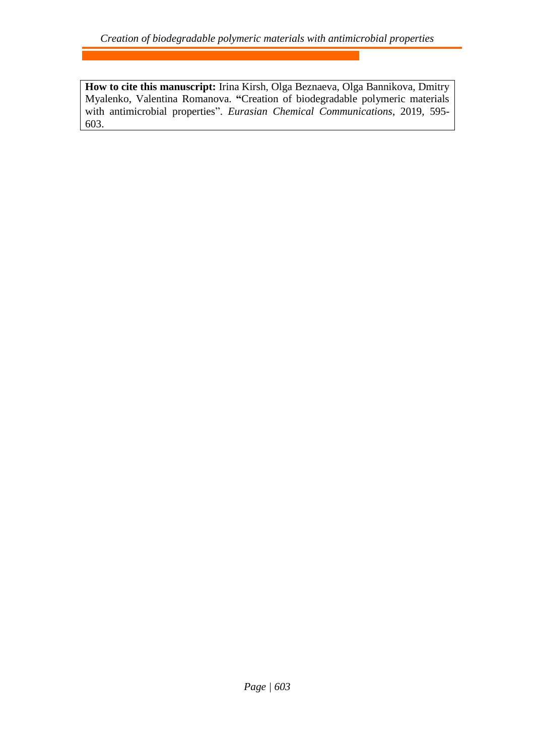**How to cite this manuscript:** Irina Kirsh, Olga Beznaeva, Olga Bannikova, Dmitry Myalenko, Valentina Romanova. **"**Creation of biodegradable polymeric materials with antimicrobial properties". *Eurasian Chemical Communications*, 2019, 595-603.